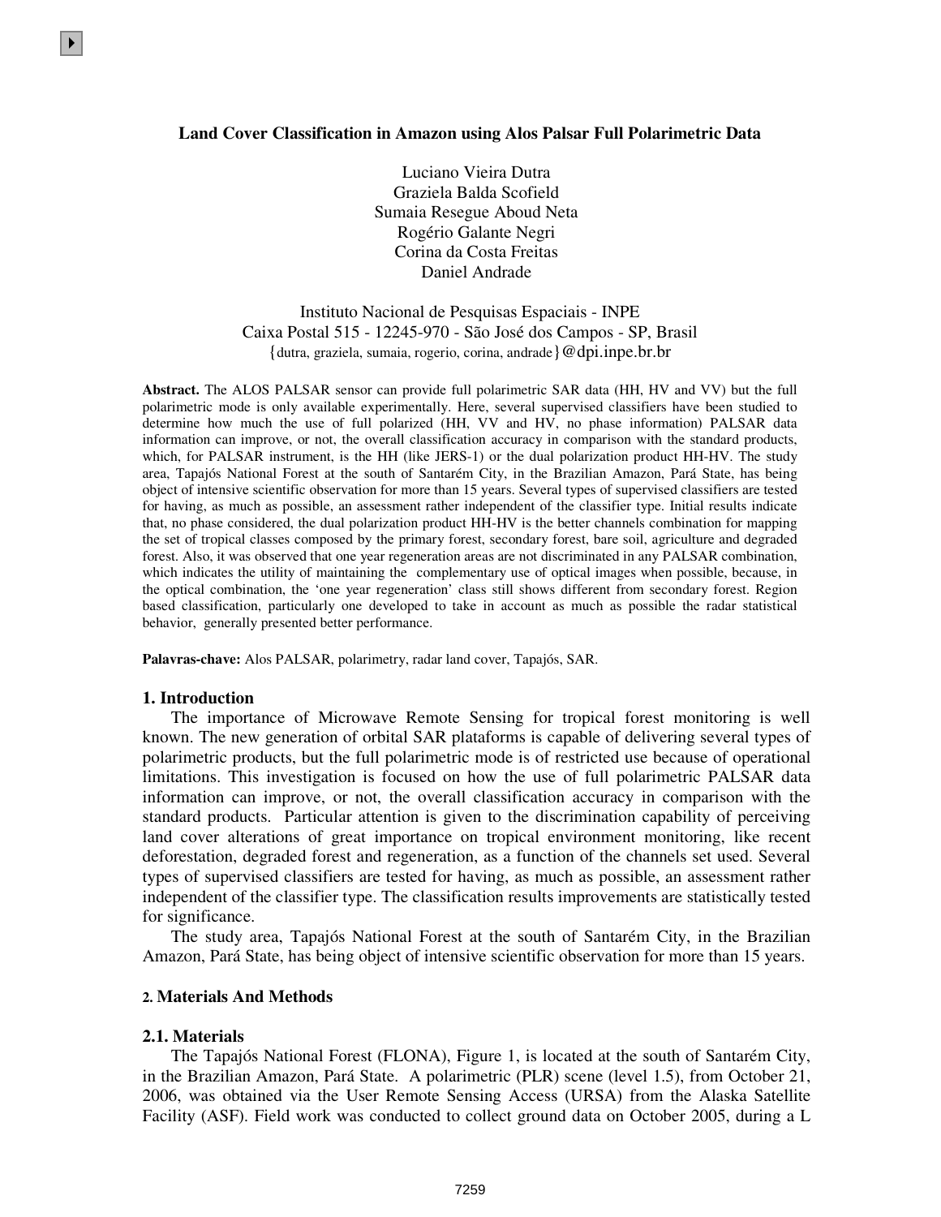# Land Cover Classification in Amazon using Alos Palsar Full Polarimetric Data

Luciano Vieira Dutra
Graziela Balda Scofield
Sumaia Resegue Aboud Neta
Rogério Galante Negri
Corina da Costa Freitas
Daniel Andrade

Instituto Nacional de Pesquisas Espaciais - INPE
Caixa Postal 515 - 12245-970 - São José dos Campos - SP, Brasil
{dutra, graziela, sumaia, rogerio, corina, andrade}@dpi.inpe.br.br

**Abstract.** The ALOS PALSAR sensor can provide full polarimetric SAR data (HH, HV and VV) but the full polarimetric mode is only available experimentally. Here, several supervised classifiers have been studied to determine how much the use of full polarized (HH, VV and HV, no phase information) PALSAR data information can improve, or not, the overall classification accuracy in comparison with the standard products, which, for PALSAR instrument, is the HH (like JERS-1) or the dual polarization product HH-HV. The study area, Tapajós National Forest at the south of Santarém City, in the Brazilian Amazon, Pará State, has being object of intensive scientific observation for more than 15 years. Several types of supervised classifiers are tested for having, as much as possible, an assessment rather independent of the classifier type. Initial results indicate that, no phase considered, the dual polarization product HH-HV is the better channels combination for mapping the set of tropical classes composed by the primary forest, secondary forest, bare soil, agriculture and degraded forest. Also, it was observed that one year regeneration areas are not discriminated in any PALSAR combination, which indicates the utility of maintaining the complementary use of optical images when possible, because, in the optical combination, the 'one year regeneration' class still shows different from secondary forest. Region based classification, particularly one developed to take in account as much as possible the radar statistical behavior, generally presented better performance.

**Palavras-chave:** Alos PALSAR, polarimetry, radar land cover, Tapajós, SAR.

## 1. Introduction

The importance of Microwave Remote Sensing for tropical forest monitoring is well known. The new generation of orbital SAR plataforms is capable of delivering several types of polarimetric products, but the full polarimetric mode is of restricted use because of operational limitations. This investigation is focused on how the use of full polarimetric PALSAR data information can improve, or not, the overall classification accuracy in comparison with the standard products. Particular attention is given to the discrimination capability of perceiving land cover alterations of great importance on tropical environment monitoring, like recent deforestation, degraded forest and regeneration, as a function of the channels set used. Several types of supervised classifiers are tested for having, as much as possible, an assessment rather independent of the classifier type. The classification results improvements are statistically tested for significance.

The study area, Tapajós National Forest at the south of Santarém City, in the Brazilian Amazon, Pará State, has being object of intensive scientific observation for more than 15 years.

## 2. Materials And Methods

### 2.1. Materials

The Tapajós National Forest (FLONA), Figure 1, is located at the south of Santarém City, in the Brazilian Amazon, Pará State. A polarimetric (PLR) scene (level 1.5), from October 21, 2006, was obtained via the User Remote Sensing Access (URSA) from the Alaska Satellite Facility (ASF). Field work was conducted to collect ground data on October 2005, during a L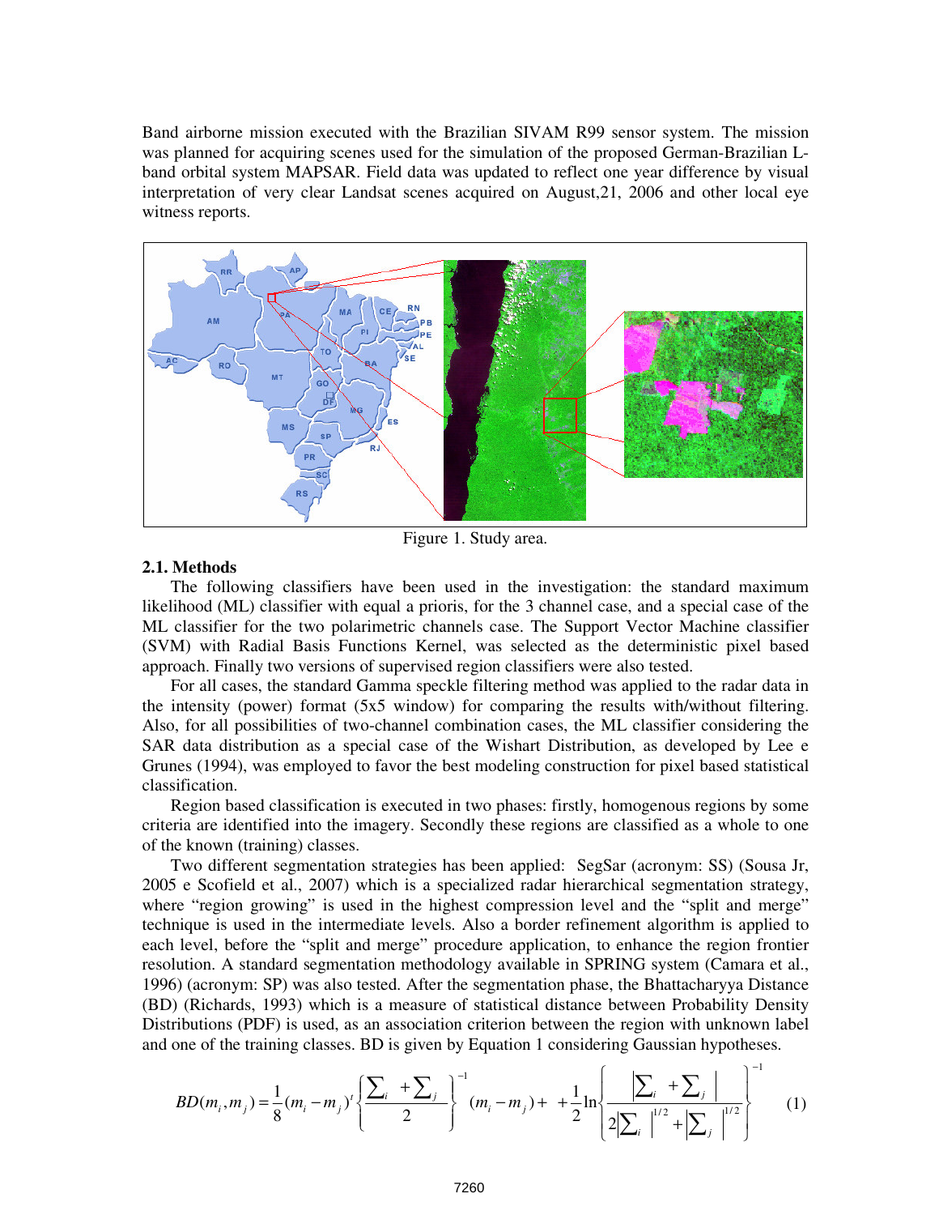Band airborne mission executed with the Brazilian SIVAM R99 sensor system. The mission was planned for acquiring scenes used for the simulation of the proposed German-Brazilian L-band orbital system MAPSAR. Field data was updated to reflect one year difference by visual interpretation of very clear Landsat scenes acquired on August,21, 2006 and other local eye witness reports.

Figure 1. Study area.

### 2.1. Methods

The following classifiers have been used in the investigation: the standard maximum likelihood (ML) classifier with equal a prioris, for the 3 channel case, and a special case of the ML classifier for the two polarimetric channels case. The Support Vector Machine classifier (SVM) with Radial Basis Functions Kernel, was selected as the deterministic pixel based approach. Finally two versions of supervised region classifiers were also tested.

For all cases, the standard Gamma speckle filtering method was applied to the radar data in the intensity (power) format (5x5 window) for comparing the results with/without filtering. Also, for all possibilities of two-channel combination cases, the ML classifier considering the SAR data distribution as a special case of the Wishart Distribution, as developed by Lee e Grunes (1994), was employed to favor the best modeling construction for pixel based statistical classification.

Region based classification is executed in two phases: firstly, homogenous regions by some criteria are identified into the imagery. Secondly these regions are classified as a whole to one of the known (training) classes.

Two different segmentation strategies has been applied: SegSar (acronym: SS) (Sousa Jr, 2005 e Scofield et al., 2007) which is a specialized radar hierarchical segmentation strategy, where "region growing" is used in the highest compression level and the "split and merge" technique is used in the intermediate levels. Also a border refinement algorithm is applied to each level, before the "split and merge" procedure application, to enhance the region frontier resolution. A standard segmentation methodology available in SPRING system (Camara et al., 1996) (acronym: SP) was also tested. After the segmentation phase, the Bhattacharyya Distance (BD) (Richards, 1993) which is a measure of statistical distance between Probability Density Distributions (PDF) is used, as an association criterion between the region with unknown label and one of the training classes. BD is given by Equation 1 considering Gaussian hypotheses.

$$BD(m_i, m_j) = \frac{1}{8}(m_i - m_j)^t \left\{ \frac{\sum_i + \sum_j}{2} \right\}^{-1} (m_i - m_j) + \quad + \frac{1}{2} \ln \left\{ \frac{\left| \sum_i + \sum_j \right|}{2\left|\sum_i\right|^{1/2} + \left|\sum_j\right|^{1/2}} \right\}^{-1} \qquad (1)$$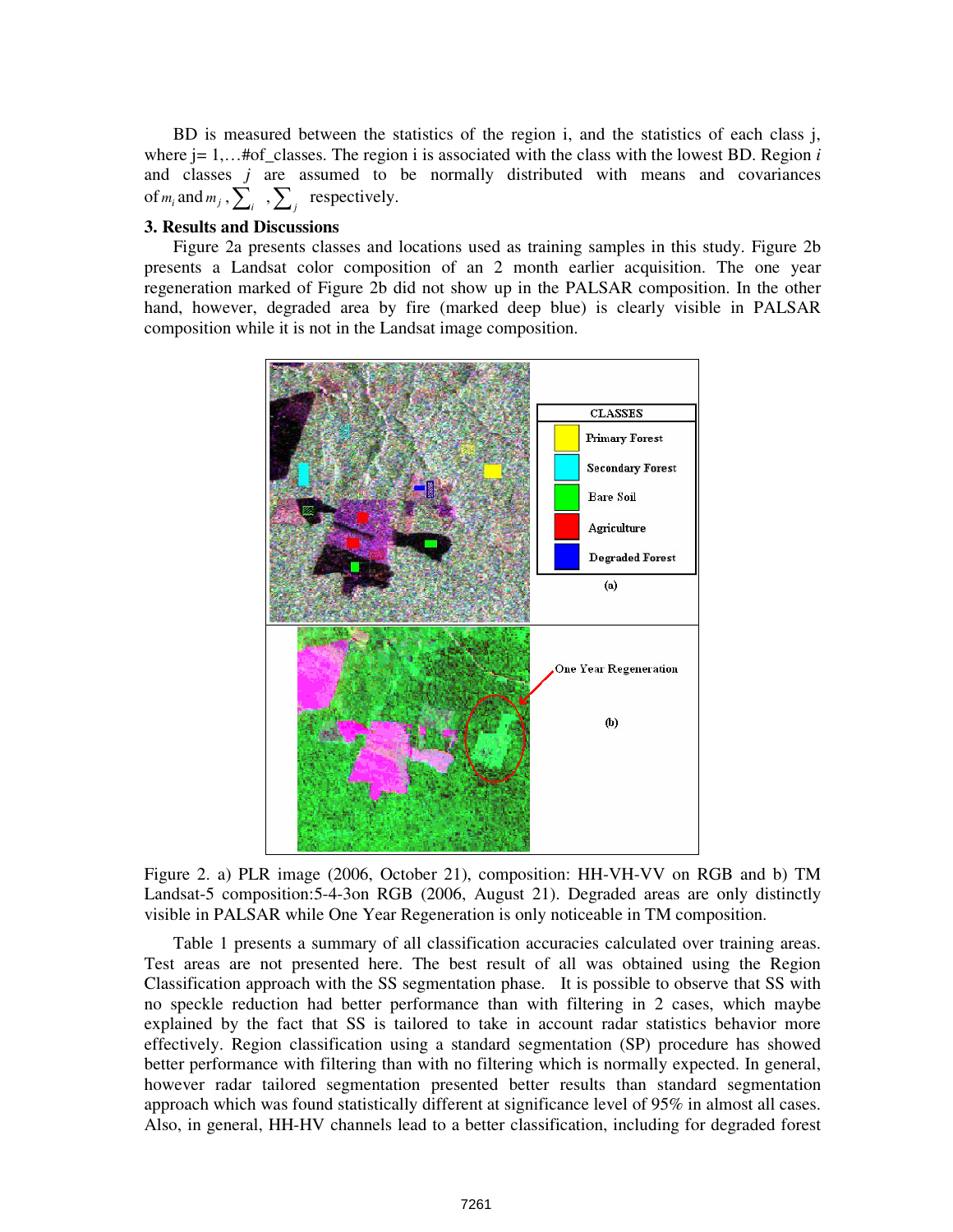BD is measured between the statistics of the region i, and the statistics of each class j, where j= 1,…#of_classes. The region i is associated with the class with the lowest BD. Region *i* and classes *j* are assumed to be normally distributed with means and covariances of $m_i$ and $m_j$, $\sum_i$, $\sum_j$ respectively.

### 3. Results and Discussions

Figure 2a presents classes and locations used as training samples in this study. Figure 2b presents a Landsat color composition of an 2 month earlier acquisition. The one year regeneration marked of Figure 2b did not show up in the PALSAR composition. In the other hand, however, degraded area by fire (marked deep blue) is clearly visible in PALSAR composition while it is not in the Landsat image composition.

Figure 2. a) PLR image (2006, October 21), composition: HH-VH-VV on RGB and b) TM Landsat-5 composition:5-4-3on RGB (2006, August 21). Degraded areas are only distinctly visible in PALSAR while One Year Regeneration is only noticeable in TM composition.

Table 1 presents a summary of all classification accuracies calculated over training areas. Test areas are not presented here. The best result of all was obtained using the Region Classification approach with the SS segmentation phase. It is possible to observe that SS with no speckle reduction had better performance than with filtering in 2 cases, which maybe explained by the fact that SS is tailored to take in account radar statistics behavior more effectively. Region classification using a standard segmentation (SP) procedure has showed better performance with filtering than with no filtering which is normally expected. In general, however radar tailored segmentation presented better results than standard segmentation approach which was found statistically different at significance level of 95% in almost all cases. Also, in general, HH-HV channels lead to a better classification, including for degraded forest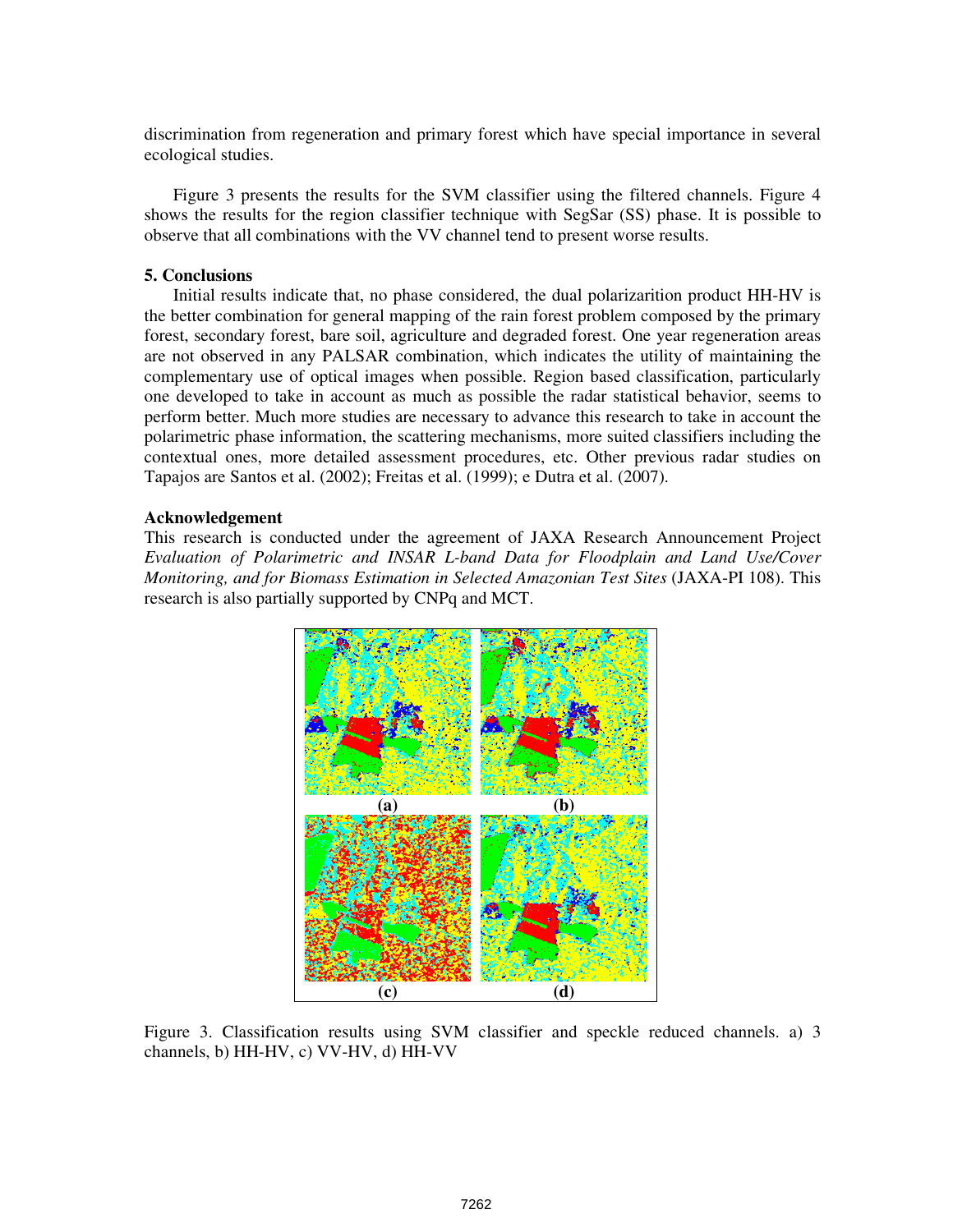discrimination from regeneration and primary forest which have special importance in several ecological studies.

Figure 3 presents the results for the SVM classifier using the filtered channels. Figure 4 shows the results for the region classifier technique with SegSar (SS) phase. It is possible to observe that all combinations with the VV channel tend to present worse results.

**5. Conclusions**

Initial results indicate that, no phase considered, the dual polarizarition product HH-HV is the better combination for general mapping of the rain forest problem composed by the primary forest, secondary forest, bare soil, agriculture and degraded forest. One year regeneration areas are not observed in any PALSAR combination, which indicates the utility of maintaining the complementary use of optical images when possible. Region based classification, particularly one developed to take in account as much as possible the radar statistical behavior, seems to perform better. Much more studies are necessary to advance this research to take in account the polarimetric phase information, the scattering mechanisms, more suited classifiers including the contextual ones, more detailed assessment procedures, etc. Other previous radar studies on Tapajos are Santos et al. (2002); Freitas et al. (1999); e Dutra et al. (2007).

**Acknowledgement**

This research is conducted under the agreement of JAXA Research Announcement Project *Evaluation of Polarimetric and INSAR L-band Data for Floodplain and Land Use/Cover Monitoring, and for Biomass Estimation in Selected Amazonian Test Sites* (JAXA-PI 108). This research is also partially supported by CNPq and MCT.

(a) (b) (c) (d)

Figure 3. Classification results using SVM classifier and speckle reduced channels. a) 3 channels, b) HH-HV, c) VV-HV, d) HH-VV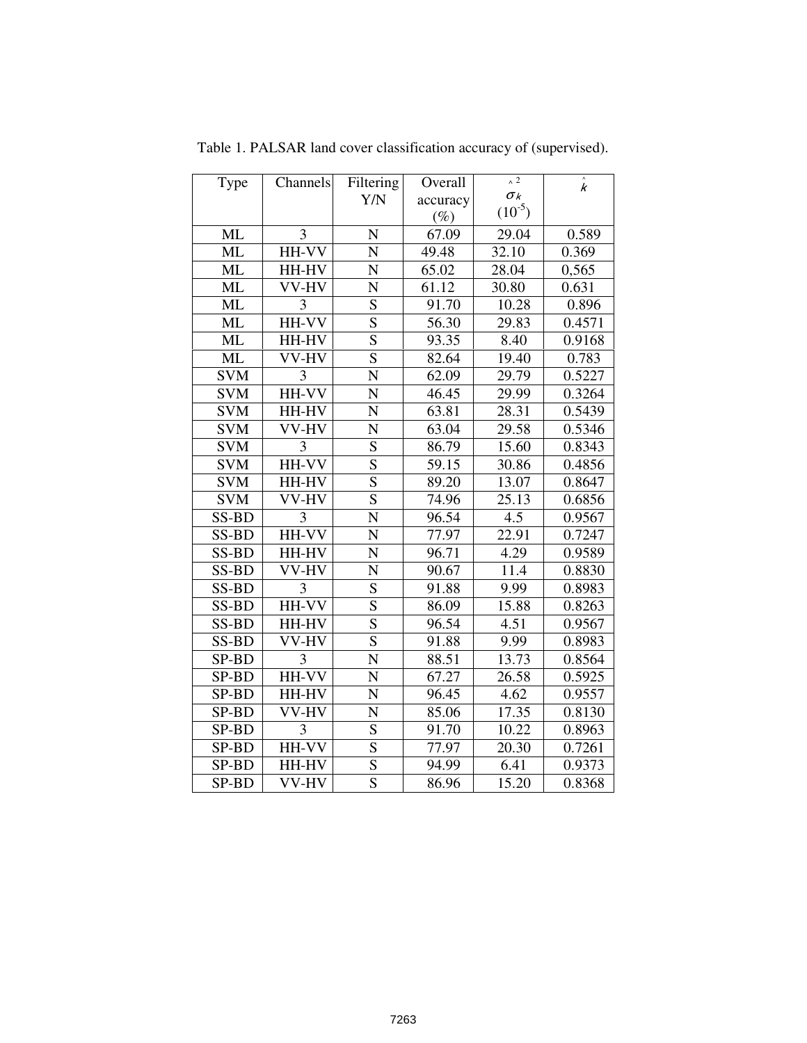Table 1. PALSAR land cover classification accuracy of (supervised).

| Type | Channels | Filtering Y/N | Overall accuracy (%) | $\hat{\sigma}_k^2$ ($10^{-5}$) | $\hat{k}$ |
|---|---|---|---|---|---|
| ML | 3 | N | 67.09 | 29.04 | 0.589 |
| ML | HH-VV | N | 49.48 | 32.10 | 0.369 |
| ML | HH-HV | N | 65.02 | 28.04 | 0,565 |
| ML | VV-HV | N | 61.12 | 30.80 | 0.631 |
| ML | 3 | S | 91.70 | 10.28 | 0.896 |
| ML | HH-VV | S | 56.30 | 29.83 | 0.4571 |
| ML | HH-HV | S | 93.35 | 8.40 | 0.9168 |
| ML | VV-HV | S | 82.64 | 19.40 | 0.783 |
| SVM | 3 | N | 62.09 | 29.79 | 0.5227 |
| SVM | HH-VV | N | 46.45 | 29.99 | 0.3264 |
| SVM | HH-HV | N | 63.81 | 28.31 | 0.5439 |
| SVM | VV-HV | N | 63.04 | 29.58 | 0.5346 |
| SVM | 3 | S | 86.79 | 15.60 | 0.8343 |
| SVM | HH-VV | S | 59.15 | 30.86 | 0.4856 |
| SVM | HH-HV | S | 89.20 | 13.07 | 0.8647 |
| SVM | VV-HV | S | 74.96 | 25.13 | 0.6856 |
| SS-BD | 3 | N | 96.54 | 4.5 | 0.9567 |
| SS-BD | HH-VV | N | 77.97 | 22.91 | 0.7247 |
| SS-BD | HH-HV | N | 96.71 | 4.29 | 0.9589 |
| SS-BD | VV-HV | N | 90.67 | 11.4 | 0.8830 |
| SS-BD | 3 | S | 91.88 | 9.99 | 0.8983 |
| SS-BD | HH-VV | S | 86.09 | 15.88 | 0.8263 |
| SS-BD | HH-HV | S | 96.54 | 4.51 | 0.9567 |
| SS-BD | VV-HV | S | 91.88 | 9.99 | 0.8983 |
| SP-BD | 3 | N | 88.51 | 13.73 | 0.8564 |
| SP-BD | HH-VV | N | 67.27 | 26.58 | 0.5925 |
| SP-BD | HH-HV | N | 96.45 | 4.62 | 0.9557 |
| SP-BD | VV-HV | N | 85.06 | 17.35 | 0.8130 |
| SP-BD | 3 | S | 91.70 | 10.22 | 0.8963 |
| SP-BD | HH-VV | S | 77.97 | 20.30 | 0.7261 |
| SP-BD | HH-HV | S | 94.99 | 6.41 | 0.9373 |
| SP-BD | VV-HV | S | 86.96 | 15.20 | 0.8368 |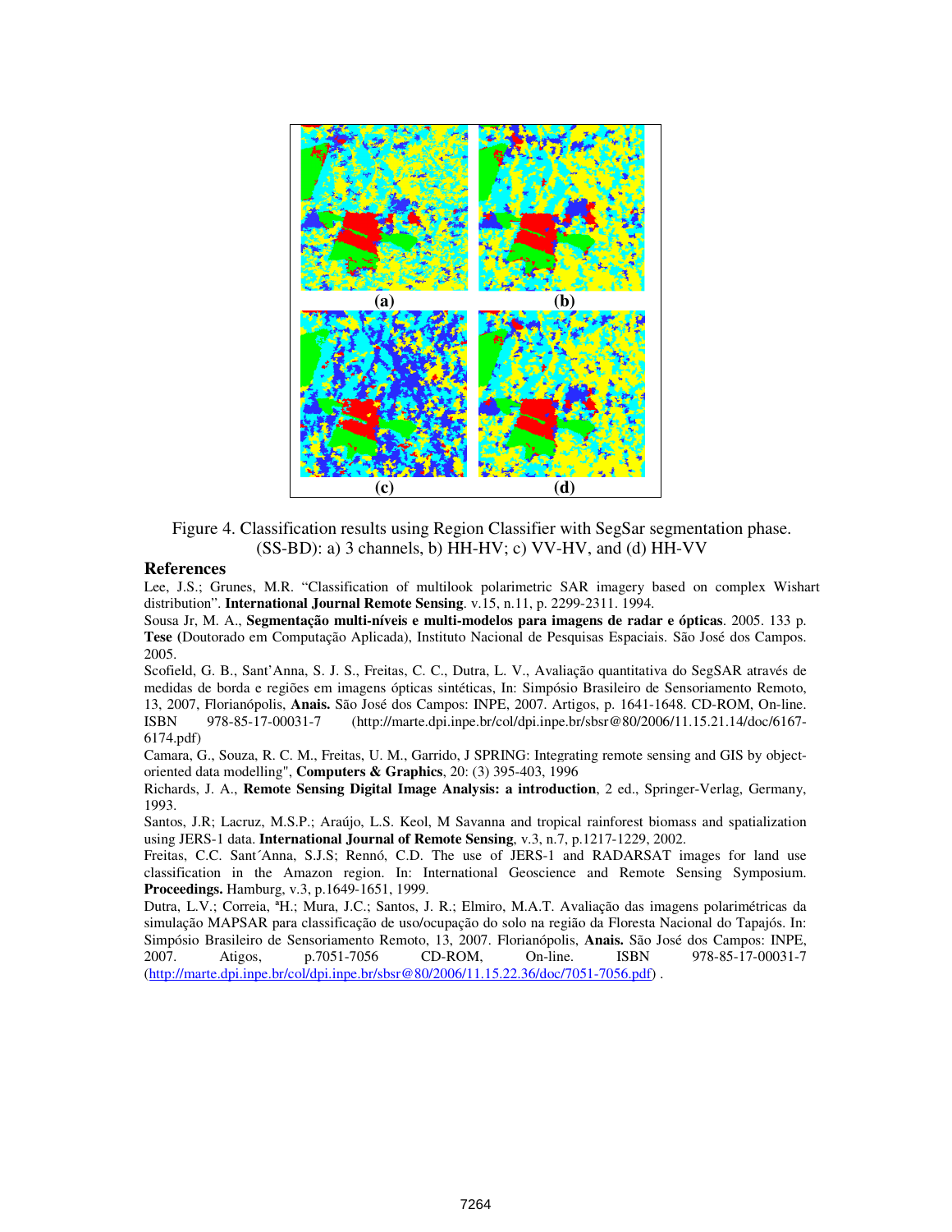(a) (b)

(c) (d)

Figure 4. Classification results using Region Classifier with SegSar segmentation phase. (SS-BD): a) 3 channels, b) HH-HV; c) VV-HV, and (d) HH-VV

## References

Lee, J.S.; Grunes, M.R. "Classification of multilook polarimetric SAR imagery based on complex Wishart distribution". **International Journal Remote Sensing**. v.15, n.11, p. 2299-2311. 1994.

Sousa Jr, M. A., **Segmentação multi-níveis e multi-modelos para imagens de radar e ópticas**. 2005. 133 p. **Tese (**Doutorado em Computação Aplicada), Instituto Nacional de Pesquisas Espaciais. São José dos Campos. 2005.

Scofield, G. B., Sant'Anna, S. J. S., Freitas, C. C., Dutra, L. V., Avaliação quantitativa do SegSAR através de medidas de borda e regiões em imagens ópticas sintéticas, In: Simpósio Brasileiro de Sensoriamento Remoto, 13, 2007, Florianópolis, **Anais.** São José dos Campos: INPE, 2007. Artigos, p. 1641-1648. CD-ROM, On-line. ISBN 978-85-17-00031-7 (http://marte.dpi.inpe.br/col/dpi.inpe.br/sbsr@80/2006/11.15.21.14/doc/6167-6174.pdf)

Camara, G., Souza, R. C. M., Freitas, U. M., Garrido, J SPRING: Integrating remote sensing and GIS by object-oriented data modelling", **Computers & Graphics**, 20: (3) 395-403, 1996

Richards, J. A., **Remote Sensing Digital Image Analysis: a introduction**, 2 ed., Springer-Verlag, Germany, 1993.

Santos, J.R; Lacruz, M.S.P.; Araújo, L.S. Keol, M Savanna and tropical rainforest biomass and spatialization using JERS-1 data. **International Journal of Remote Sensing**, v.3, n.7, p.1217-1229, 2002.

Freitas, C.C. Sant´Anna, S.J.S; Rennó, C.D. The use of JERS-1 and RADARSAT images for land use classification in the Amazon region. In: International Geoscience and Remote Sensing Symposium. **Proceedings.** Hamburg, v.3, p.1649-1651, 1999.

Dutra, L.V.; Correia, ªH.; Mura, J.C.; Santos, J. R.; Elmiro, M.A.T. Avaliação das imagens polarimétricas da simulação MAPSAR para classificação de uso/ocupação do solo na região da Floresta Nacional do Tapajós. In: Simpósio Brasileiro de Sensoriamento Remoto, 13, 2007. Florianópolis, **Anais.** São José dos Campos: INPE, 2007. Atigos, p.7051-7056 CD-ROM, On-line. ISBN 978-85-17-00031-7 (http://marte.dpi.inpe.br/col/dpi.inpe.br/sbsr@80/2006/11.15.22.36/doc/7051-7056.pdf) .